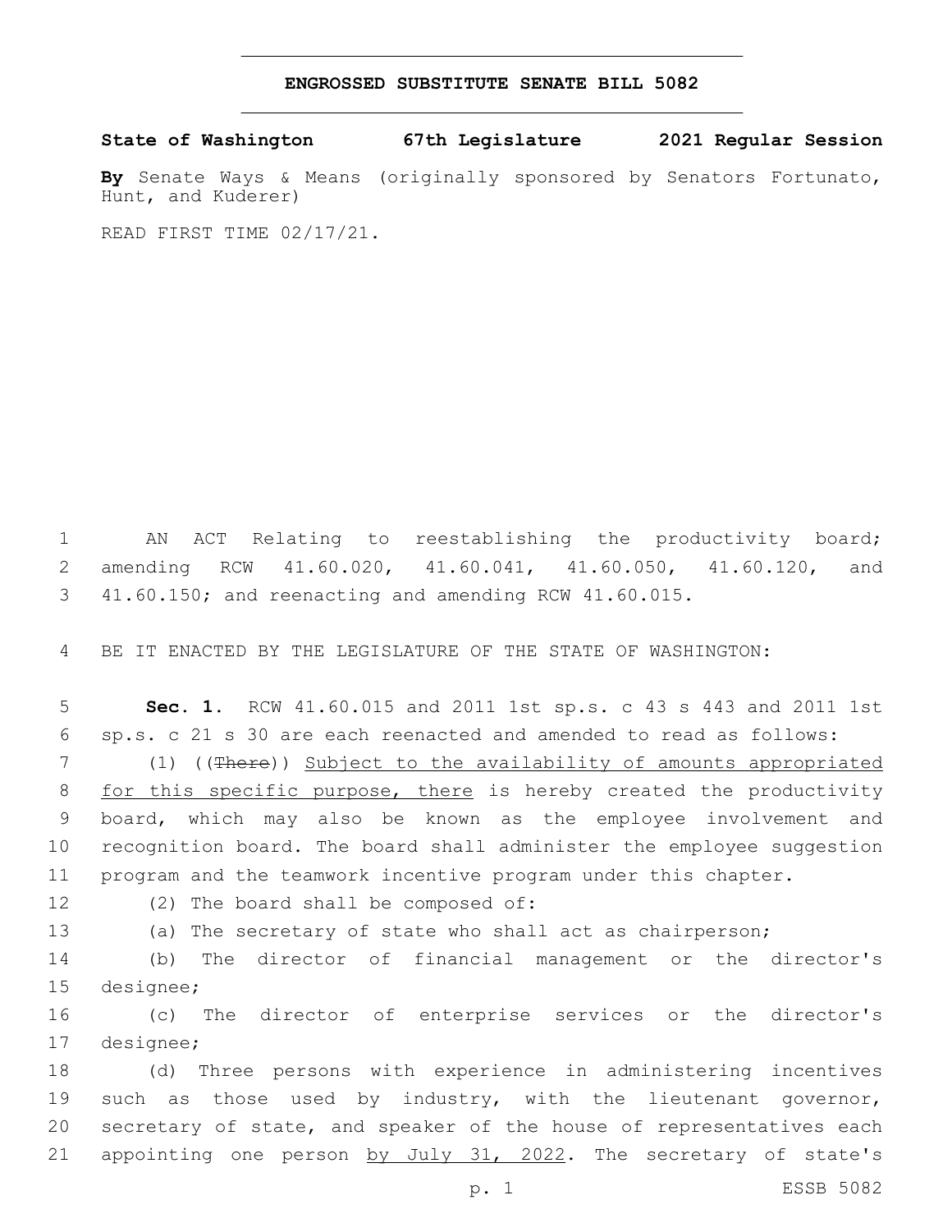**ENGROSSED SUBSTITUTE SENATE BILL 5082**

**State of Washington 67th Legislature 2021 Regular Session**

**By** Senate Ways & Means (originally sponsored by Senators Fortunato, Hunt, and Kuderer)

READ FIRST TIME 02/17/21.

AN ACT Relating to reestablishing the productivity board; amending RCW 41.60.020, 41.60.041, 41.60.050, 41.60.120, and 41.60.150; and reenacting and amending RCW 41.60.015.

BE IT ENACTED BY THE LEGISLATURE OF THE STATE OF WASHINGTON:

**Sec. 1.** RCW 41.60.015 and 2011 1st sp.s. c 43 s 443 and 2011 1st sp.s. c 21 s 30 are each reenacted and amended to read as follows:

(1) ((~~There~~)) Subject to the availability of amounts appropriated for this specific purpose, there is hereby created the productivity board, which may also be known as the employee involvement and recognition board. The board shall administer the employee suggestion program and the teamwork incentive program under this chapter.

(2) The board shall be composed of:

(a) The secretary of state who shall act as chairperson;

(b) The director of financial management or the director's designee;

(c) The director of enterprise services or the director's designee;

(d) Three persons with experience in administering incentives such as those used by industry, with the lieutenant governor, secretary of state, and speaker of the house of representatives each appointing one person by July 31, 2022. The secretary of state's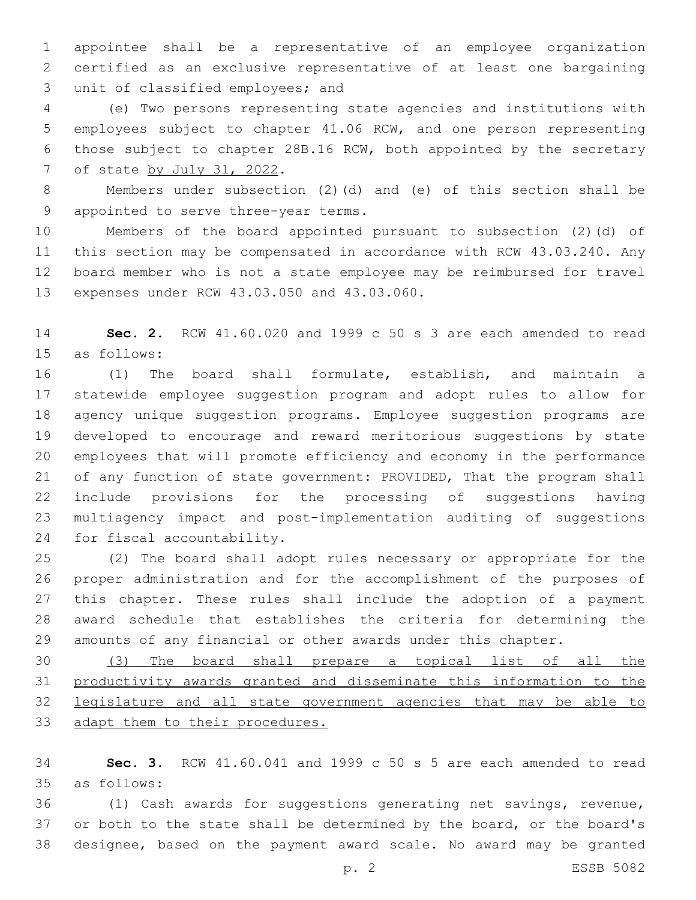appointee shall be a representative of an employee organization certified as an exclusive representative of at least one bargaining unit of classified employees; and

(e) Two persons representing state agencies and institutions with employees subject to chapter 41.06 RCW, and one person representing those subject to chapter 28B.16 RCW, both appointed by the secretary of state <u>by July 31, 2022</u>.

Members under subsection (2)(d) and (e) of this section shall be appointed to serve three-year terms.

Members of the board appointed pursuant to subsection (2)(d) of this section may be compensated in accordance with RCW 43.03.240. Any board member who is not a state employee may be reimbursed for travel expenses under RCW 43.03.050 and 43.03.060.

**Sec. 2.** RCW 41.60.020 and 1999 c 50 s 3 are each amended to read as follows:

(1) The board shall formulate, establish, and maintain a statewide employee suggestion program and adopt rules to allow for agency unique suggestion programs. Employee suggestion programs are developed to encourage and reward meritorious suggestions by state employees that will promote efficiency and economy in the performance of any function of state government: PROVIDED, That the program shall include provisions for the processing of suggestions having multiagency impact and post-implementation auditing of suggestions for fiscal accountability.

(2) The board shall adopt rules necessary or appropriate for the proper administration and for the accomplishment of the purposes of this chapter. These rules shall include the adoption of a payment award schedule that establishes the criteria for determining the amounts of any financial or other awards under this chapter.

<u>(3) The board shall prepare a topical list of all the productivity awards granted and disseminate this information to the legislature and all state government agencies that may be able to adapt them to their procedures.</u>

**Sec. 3.** RCW 41.60.041 and 1999 c 50 s 5 are each amended to read as follows:

(1) Cash awards for suggestions generating net savings, revenue, or both to the state shall be determined by the board, or the board's designee, based on the payment award scale. No award may be granted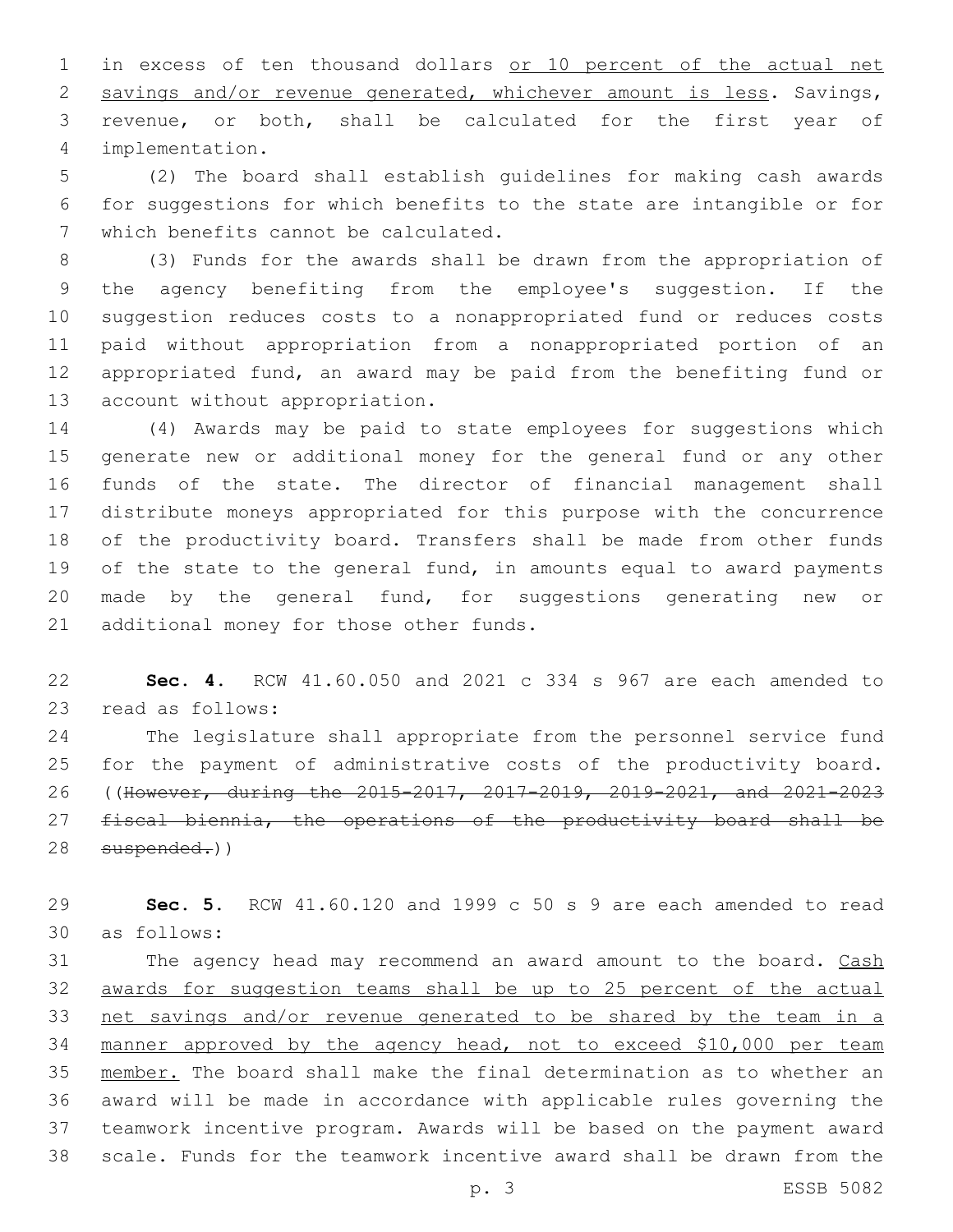in excess of ten thousand dollars <u>or 10 percent of the actual net savings and/or revenue generated, whichever amount is less</u>. Savings, revenue, or both, shall be calculated for the first year of implementation.

(2) The board shall establish guidelines for making cash awards for suggestions for which benefits to the state are intangible or for which benefits cannot be calculated.

(3) Funds for the awards shall be drawn from the appropriation of the agency benefiting from the employee's suggestion. If the suggestion reduces costs to a nonappropriated fund or reduces costs paid without appropriation from a nonappropriated portion of an appropriated fund, an award may be paid from the benefiting fund or account without appropriation.

(4) Awards may be paid to state employees for suggestions which generate new or additional money for the general fund or any other funds of the state. The director of financial management shall distribute moneys appropriated for this purpose with the concurrence of the productivity board. Transfers shall be made from other funds of the state to the general fund, in amounts equal to award payments made by the general fund, for suggestions generating new or additional money for those other funds.

**Sec. 4.** RCW 41.60.050 and 2021 c 334 s 967 are each amended to read as follows:

The legislature shall appropriate from the personnel service fund for the payment of administrative costs of the productivity board. ((~~However, during the 2015-2017, 2017-2019, 2019-2021, and 2021-2023 fiscal biennia, the operations of the productivity board shall be suspended.~~))

**Sec. 5.** RCW 41.60.120 and 1999 c 50 s 9 are each amended to read as follows:

The agency head may recommend an award amount to the board. <u>Cash awards for suggestion teams shall be up to 25 percent of the actual net savings and/or revenue generated to be shared by the team in a manner approved by the agency head, not to exceed $10,000 per team member.</u> The board shall make the final determination as to whether an award will be made in accordance with applicable rules governing the teamwork incentive program. Awards will be based on the payment award scale. Funds for the teamwork incentive award shall be drawn from the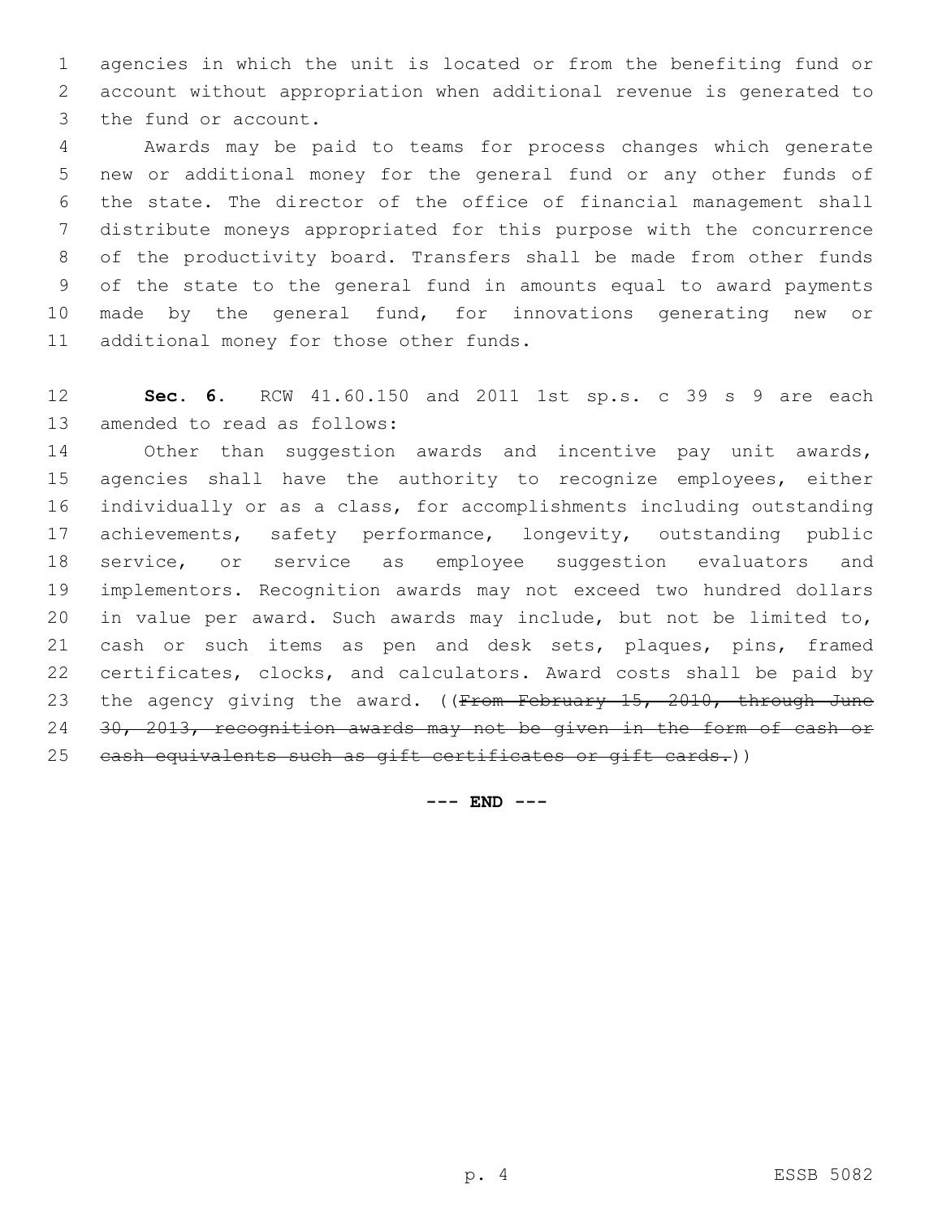agencies in which the unit is located or from the benefiting fund or account without appropriation when additional revenue is generated to the fund or account.

Awards may be paid to teams for process changes which generate new or additional money for the general fund or any other funds of the state. The director of the office of financial management shall distribute moneys appropriated for this purpose with the concurrence of the productivity board. Transfers shall be made from other funds of the state to the general fund in amounts equal to award payments made by the general fund, for innovations generating new or additional money for those other funds.

**Sec. 6.** RCW 41.60.150 and 2011 1st sp.s. c 39 s 9 are each amended to read as follows:

Other than suggestion awards and incentive pay unit awards, agencies shall have the authority to recognize employees, either individually or as a class, for accomplishments including outstanding achievements, safety performance, longevity, outstanding public service, or service as employee suggestion evaluators and implementors. Recognition awards may not exceed two hundred dollars in value per award. Such awards may include, but not be limited to, cash or such items as pen and desk sets, plaques, pins, framed certificates, clocks, and calculators. Award costs shall be paid by the agency giving the award. ((~~From February 15, 2010, through June 30, 2013, recognition awards may not be given in the form of cash or cash equivalents such as gift certificates or gift cards.~~))

**--- END ---**